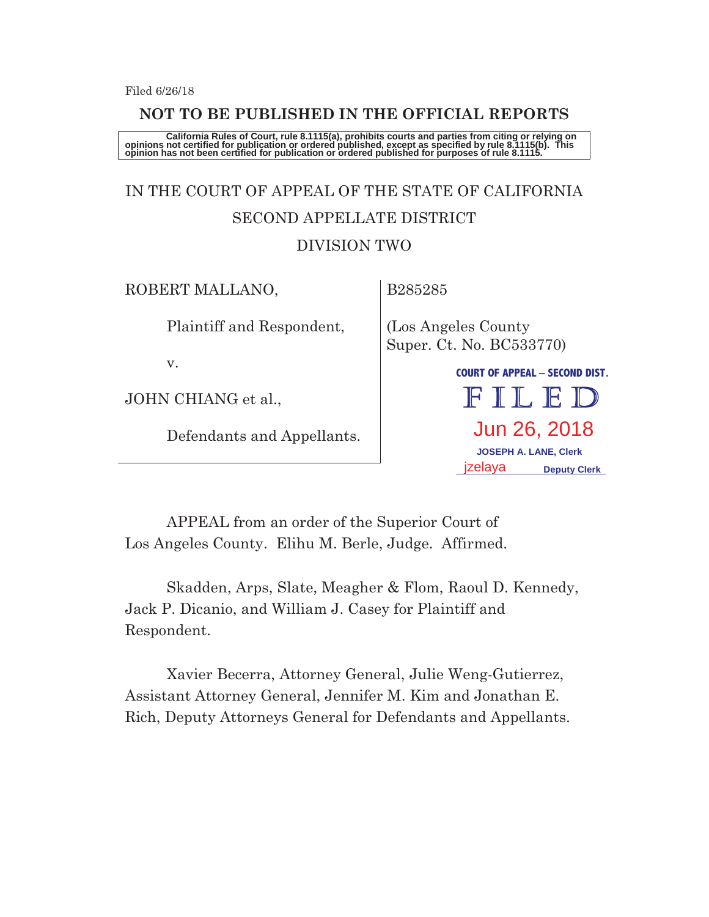Filed 6/26/18

**NOT TO BE PUBLISHED IN THE OFFICIAL REPORTS**

**California Rules of Court, rule 8.1115(a), prohibits courts and parties from citing or relying on opinions not certified for publication or ordered published, except as specified by rule 8.1115(b). This opinion has not been certified for publication or ordered published for purposes of rule 8.1115.**

IN THE COURT OF APPEAL OF THE STATE OF CALIFORNIA

SECOND APPELLATE DISTRICT

DIVISION TWO

| | |
|---|---|
| ROBERT MALLANO,<br><br>Plaintiff and Respondent,<br><br>v.<br><br>JOHN CHIANG et al.,<br><br>Defendants and Appellants. | B285285<br><br>(Los Angeles County Super. Ct. No. BC533770) |

COURT OF APPEAL – SECOND DIST.
FILED
Jun 26, 2018
JOSEPH A. LANE, Clerk
jzelaya Deputy Clerk

APPEAL from an order of the Superior Court of Los Angeles County. Elihu M. Berle, Judge. Affirmed.

Skadden, Arps, Slate, Meagher & Flom, Raoul D. Kennedy, Jack P. Dicanio, and William J. Casey for Plaintiff and Respondent.

Xavier Becerra, Attorney General, Julie Weng-Gutierrez, Assistant Attorney General, Jennifer M. Kim and Jonathan E. Rich, Deputy Attorneys General for Defendants and Appellants.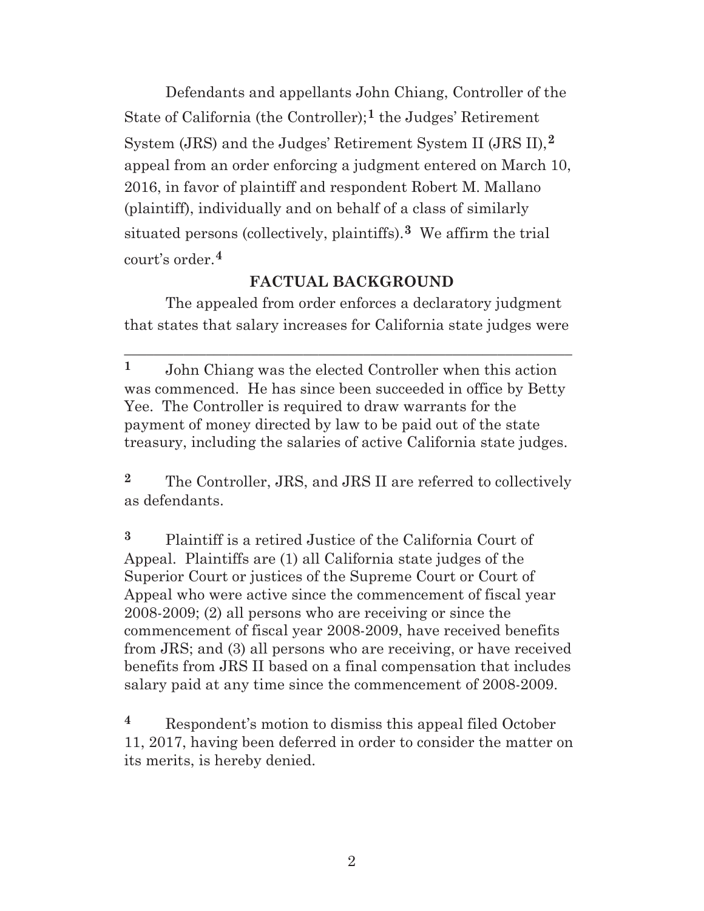Defendants and appellants John Chiang, Controller of the State of California (the Controller);[1] the Judges' Retirement System (JRS) and the Judges' Retirement System II (JRS II),[2] appeal from an order enforcing a judgment entered on March 10, 2016, in favor of plaintiff and respondent Robert M. Mallano (plaintiff), individually and on behalf of a class of similarly situated persons (collectively, plaintiffs).[3] We affirm the trial court's order.[4]

## FACTUAL BACKGROUND

The appealed from order enforces a declaratory judgment that states that salary increases for California state judges were

---

[1] John Chiang was the elected Controller when this action was commenced. He has since been succeeded in office by Betty Yee. The Controller is required to draw warrants for the payment of money directed by law to be paid out of the state treasury, including the salaries of active California state judges.

[2] The Controller, JRS, and JRS II are referred to collectively as defendants.

[3] Plaintiff is a retired Justice of the California Court of Appeal. Plaintiffs are (1) all California state judges of the Superior Court or justices of the Supreme Court or Court of Appeal who were active since the commencement of fiscal year 2008-2009; (2) all persons who are receiving or since the commencement of fiscal year 2008-2009, have received benefits from JRS; and (3) all persons who are receiving, or have received benefits from JRS II based on a final compensation that includes salary paid at any time since the commencement of 2008-2009.

[4] Respondent's motion to dismiss this appeal filed October 11, 2017, having been deferred in order to consider the matter on its merits, is hereby denied.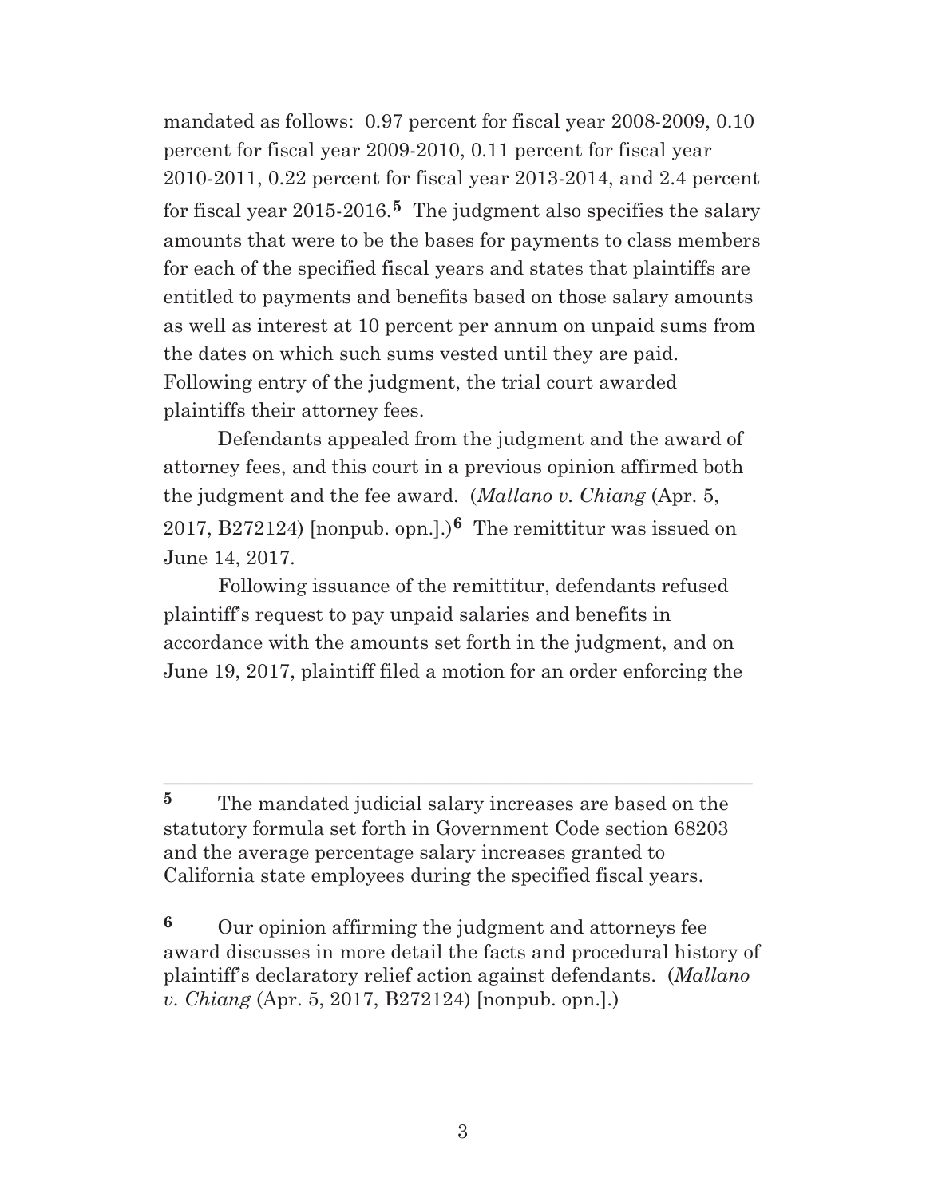mandated as follows: 0.97 percent for fiscal year 2008-2009, 0.10 percent for fiscal year 2009-2010, 0.11 percent for fiscal year 2010-2011, 0.22 percent for fiscal year 2013-2014, and 2.4 percent for fiscal year 2015-2016.[5] The judgment also specifies the salary amounts that were to be the bases for payments to class members for each of the specified fiscal years and states that plaintiffs are entitled to payments and benefits based on those salary amounts as well as interest at 10 percent per annum on unpaid sums from the dates on which such sums vested until they are paid. Following entry of the judgment, the trial court awarded plaintiffs their attorney fees.

Defendants appealed from the judgment and the award of attorney fees, and this court in a previous opinion affirmed both the judgment and the fee award. (*Mallano v. Chiang* (Apr. 5, 2017, B272124) [nonpub. opn.].)[6] The remittitur was issued on June 14, 2017.

Following issuance of the remittitur, defendants refused plaintiff's request to pay unpaid salaries and benefits in accordance with the amounts set forth in the judgment, and on June 19, 2017, plaintiff filed a motion for an order enforcing the

---

[5] The mandated judicial salary increases are based on the statutory formula set forth in Government Code section 68203 and the average percentage salary increases granted to California state employees during the specified fiscal years.

[6] Our opinion affirming the judgment and attorneys fee award discusses in more detail the facts and procedural history of plaintiff's declaratory relief action against defendants. (*Mallano v. Chiang* (Apr. 5, 2017, B272124) [nonpub. opn.].)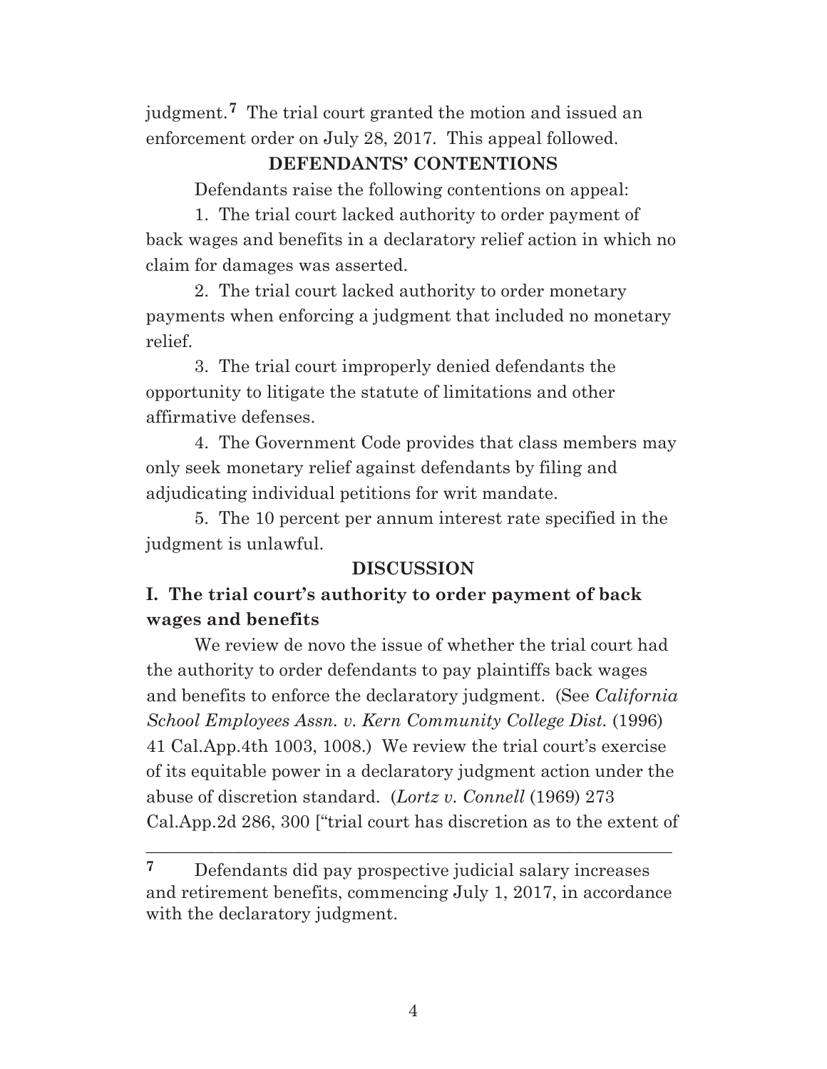judgment.[7] The trial court granted the motion and issued an enforcement order on July 28, 2017. This appeal followed.

## DEFENDANTS' CONTENTIONS

Defendants raise the following contentions on appeal:

1. The trial court lacked authority to order payment of back wages and benefits in a declaratory relief action in which no claim for damages was asserted.

2. The trial court lacked authority to order monetary payments when enforcing a judgment that included no monetary relief.

3. The trial court improperly denied defendants the opportunity to litigate the statute of limitations and other affirmative defenses.

4. The Government Code provides that class members may only seek monetary relief against defendants by filing and adjudicating individual petitions for writ mandate.

5. The 10 percent per annum interest rate specified in the judgment is unlawful.

## DISCUSSION

### I. The trial court's authority to order payment of back wages and benefits

We review de novo the issue of whether the trial court had the authority to order defendants to pay plaintiffs back wages and benefits to enforce the declaratory judgment. (See *California School Employees Assn. v. Kern Community College Dist.* (1996) 41 Cal.App.4th 1003, 1008.) We review the trial court's exercise of its equitable power in a declaratory judgment action under the abuse of discretion standard. (*Lortz v. Connell* (1969) 273 Cal.App.2d 286, 300 ["trial court has discretion as to the extent of

---

[7] Defendants did pay prospective judicial salary increases and retirement benefits, commencing July 1, 2017, in accordance with the declaratory judgment.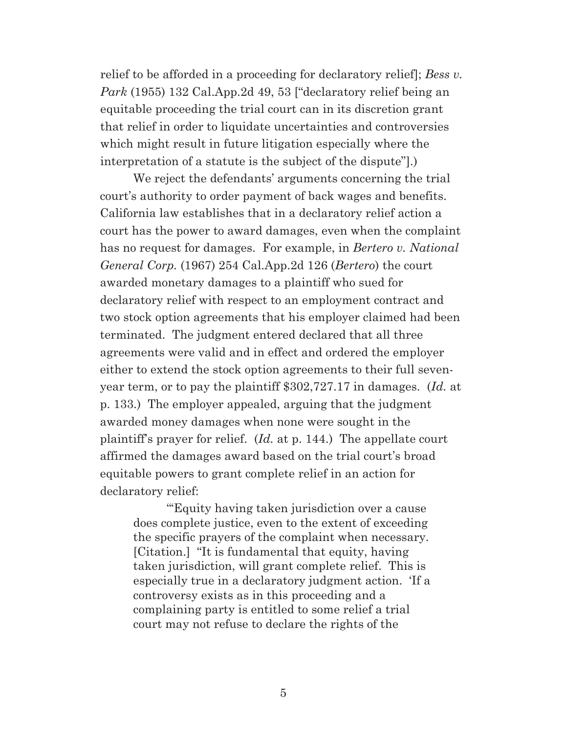relief to be afforded in a proceeding for declaratory relief]; *Bess v. Park* (1955) 132 Cal.App.2d 49, 53 ["declaratory relief being an equitable proceeding the trial court can in its discretion grant that relief in order to liquidate uncertainties and controversies which might result in future litigation especially where the interpretation of a statute is the subject of the dispute"].)

We reject the defendants' arguments concerning the trial court's authority to order payment of back wages and benefits. California law establishes that in a declaratory relief action a court has the power to award damages, even when the complaint has no request for damages. For example, in *Bertero v. National General Corp.* (1967) 254 Cal.App.2d 126 (*Bertero*) the court awarded monetary damages to a plaintiff who sued for declaratory relief with respect to an employment contract and two stock option agreements that his employer claimed had been terminated. The judgment entered declared that all three agreements were valid and in effect and ordered the employer either to extend the stock option agreements to their full seven-year term, or to pay the plaintiff $302,727.17 in damages. (*Id.* at p. 133.) The employer appealed, arguing that the judgment awarded money damages when none were sought in the plaintiff's prayer for relief. (*Id.* at p. 144.) The appellate court affirmed the damages award based on the trial court's broad equitable powers to grant complete relief in an action for declaratory relief:

> "'Equity having taken jurisdiction over a cause does complete justice, even to the extent of exceeding the specific prayers of the complaint when necessary. [Citation.] "It is fundamental that equity, having taken jurisdiction, will grant complete relief. This is especially true in a declaratory judgment action. 'If a controversy exists as in this proceeding and a complaining party is entitled to some relief a trial court may not refuse to declare the rights of the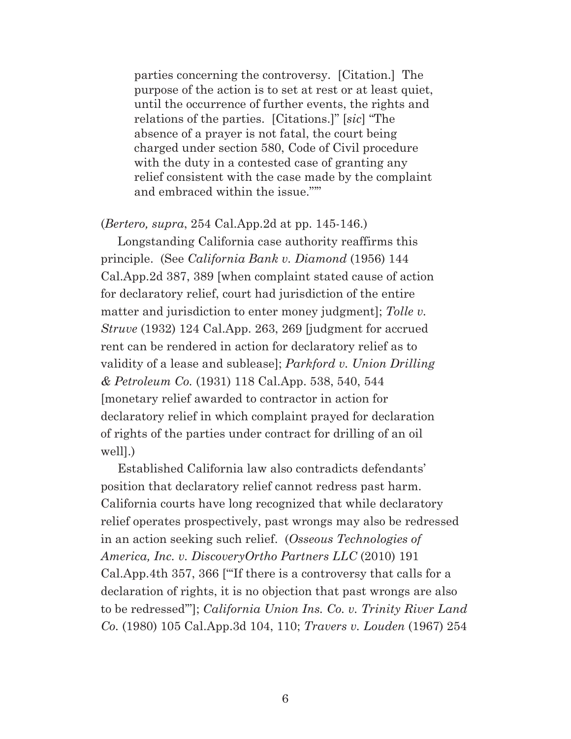> parties concerning the controversy. [Citation.] The purpose of the action is to set at rest or at least quiet, until the occurrence of further events, the rights and relations of the parties. [Citations.]" [*sic*] "The absence of a prayer is not fatal, the court being charged under section 580, Code of Civil procedure with the duty in a contested case of granting any relief consistent with the case made by the complaint and embraced within the issue.""

(*Bertero, supra*, 254 Cal.App.2d at pp. 145-146.)

Longstanding California case authority reaffirms this principle. (See *California Bank v. Diamond* (1956) 144 Cal.App.2d 387, 389 [when complaint stated cause of action for declaratory relief, court had jurisdiction of the entire matter and jurisdiction to enter money judgment]; *Tolle v. Struve* (1932) 124 Cal.App. 263, 269 [judgment for accrued rent can be rendered in action for declaratory relief as to validity of a lease and sublease]; *Parkford v. Union Drilling & Petroleum Co.* (1931) 118 Cal.App. 538, 540, 544 [monetary relief awarded to contractor in action for declaratory relief in which complaint prayed for declaration of rights of the parties under contract for drilling of an oil well].)

Established California law also contradicts defendants' position that declaratory relief cannot redress past harm. California courts have long recognized that while declaratory relief operates prospectively, past wrongs may also be redressed in an action seeking such relief. (*Osseous Technologies of America, Inc. v. DiscoveryOrtho Partners LLC* (2010) 191 Cal.App.4th 357, 366 ["'If there is a controversy that calls for a declaration of rights, it is no objection that past wrongs are also to be redressed'"]; *California Union Ins. Co. v. Trinity River Land Co.* (1980) 105 Cal.App.3d 104, 110; *Travers v. Louden* (1967) 254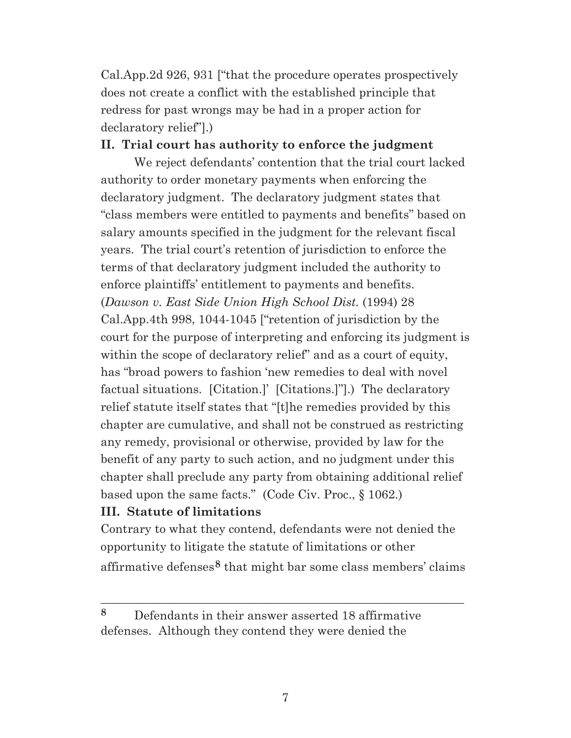Cal.App.2d 926, 931 ["that the procedure operates prospectively does not create a conflict with the established principle that redress for past wrongs may be had in a proper action for declaratory relief"].)

## II. Trial court has authority to enforce the judgment

We reject defendants' contention that the trial court lacked authority to order monetary payments when enforcing the declaratory judgment. The declaratory judgment states that "class members were entitled to payments and benefits" based on salary amounts specified in the judgment for the relevant fiscal years. The trial court's retention of jurisdiction to enforce the terms of that declaratory judgment included the authority to enforce plaintiffs' entitlement to payments and benefits. (*Dawson v. East Side Union High School Dist.* (1994) 28 Cal.App.4th 998, 1044-1045 ["retention of jurisdiction by the court for the purpose of interpreting and enforcing its judgment is within the scope of declaratory relief" and as a court of equity, has "broad powers to fashion 'new remedies to deal with novel factual situations. [Citation.]' [Citations.]"].) The declaratory relief statute itself states that "[t]he remedies provided by this chapter are cumulative, and shall not be construed as restricting any remedy, provisional or otherwise, provided by law for the benefit of any party to such action, and no judgment under this chapter shall preclude any party from obtaining additional relief based upon the same facts." (Code Civ. Proc., § 1062.)

## III. Statute of limitations

Contrary to what they contend, defendants were not denied the opportunity to litigate the statute of limitations or other affirmative defenses[8] that might bar some class members' claims

---

[8] Defendants in their answer asserted 18 affirmative defenses. Although they contend they were denied the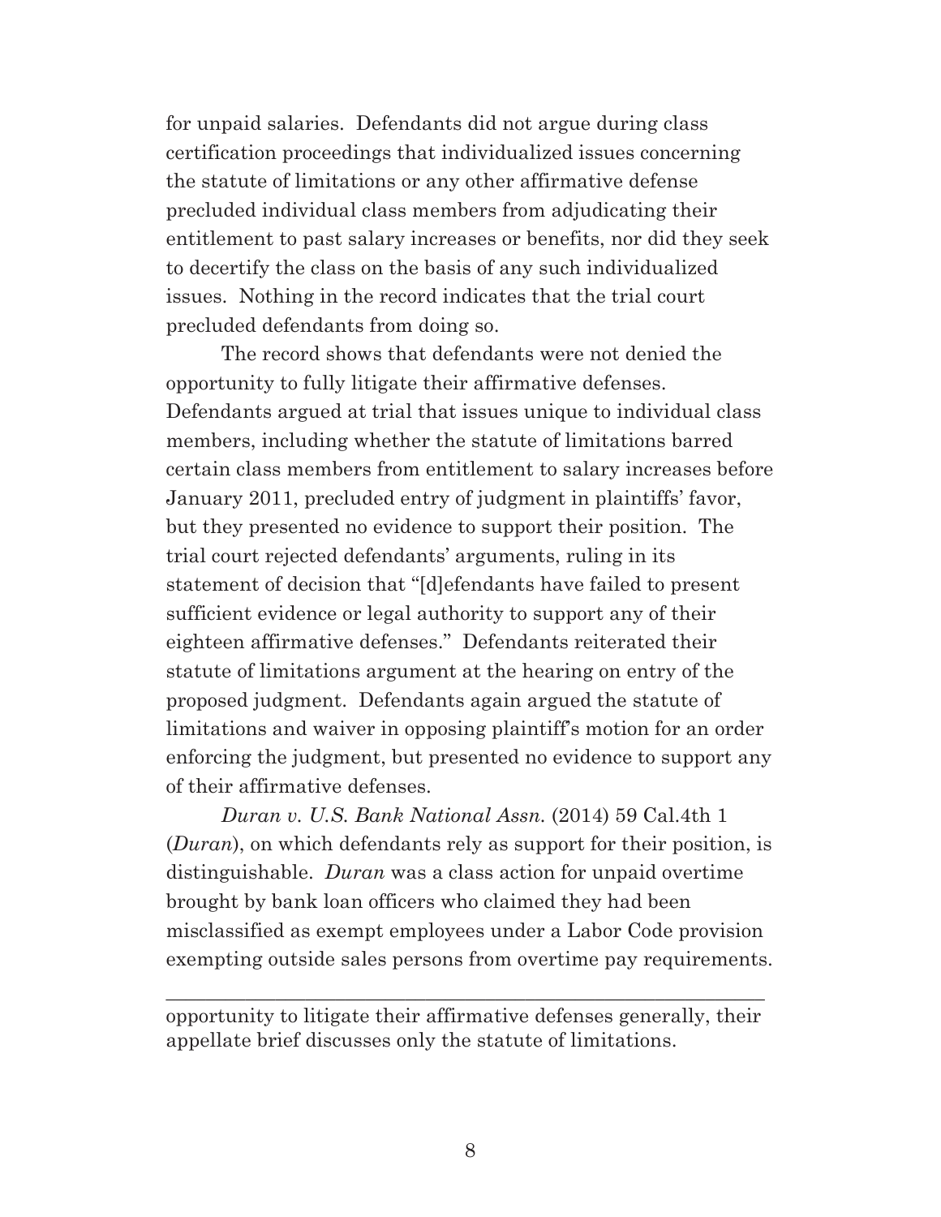for unpaid salaries. Defendants did not argue during class certification proceedings that individualized issues concerning the statute of limitations or any other affirmative defense precluded individual class members from adjudicating their entitlement to past salary increases or benefits, nor did they seek to decertify the class on the basis of any such individualized issues. Nothing in the record indicates that the trial court precluded defendants from doing so.

The record shows that defendants were not denied the opportunity to fully litigate their affirmative defenses. Defendants argued at trial that issues unique to individual class members, including whether the statute of limitations barred certain class members from entitlement to salary increases before January 2011, precluded entry of judgment in plaintiffs' favor, but they presented no evidence to support their position. The trial court rejected defendants' arguments, ruling in its statement of decision that "[d]efendants have failed to present sufficient evidence or legal authority to support any of their eighteen affirmative defenses." Defendants reiterated their statute of limitations argument at the hearing on entry of the proposed judgment. Defendants again argued the statute of limitations and waiver in opposing plaintiff's motion for an order enforcing the judgment, but presented no evidence to support any of their affirmative defenses.

*Duran v. U.S. Bank National Assn.* (2014) 59 Cal.4th 1 (*Duran*), on which defendants rely as support for their position, is distinguishable. *Duran* was a class action for unpaid overtime brought by bank loan officers who claimed they had been misclassified as exempt employees under a Labor Code provision exempting outside sales persons from overtime pay requirements.

---

opportunity to litigate their affirmative defenses generally, their appellate brief discusses only the statute of limitations.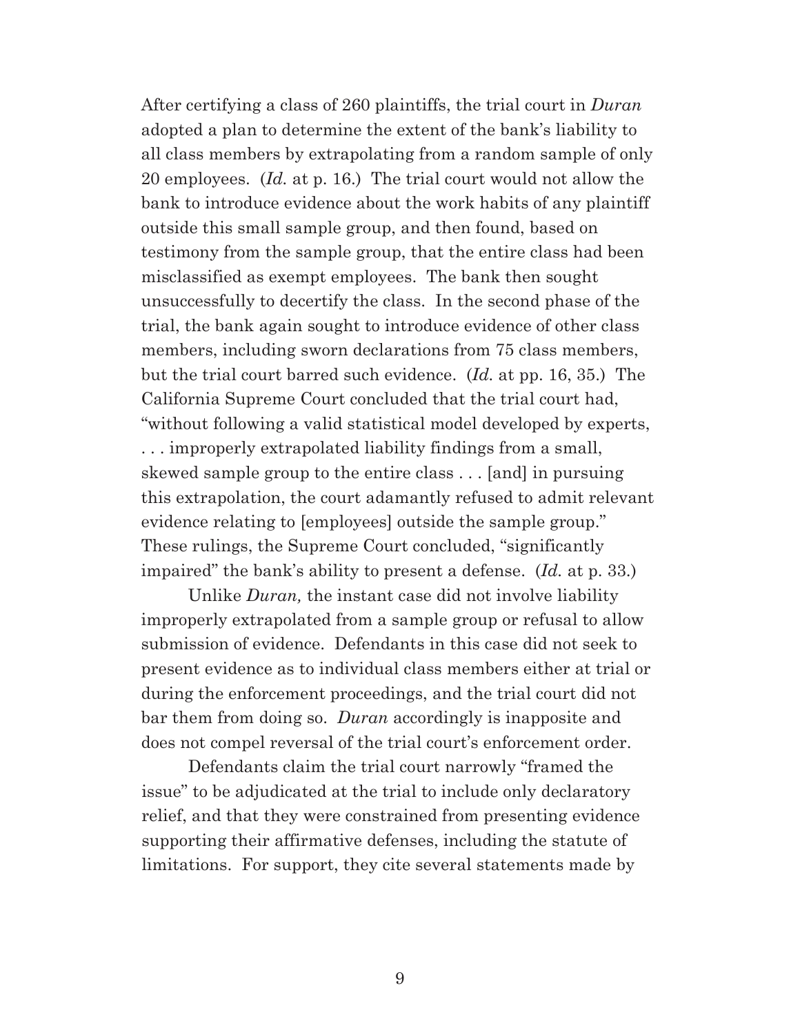After certifying a class of 260 plaintiffs, the trial court in *Duran* adopted a plan to determine the extent of the bank's liability to all class members by extrapolating from a random sample of only 20 employees. (*Id.* at p. 16.) The trial court would not allow the bank to introduce evidence about the work habits of any plaintiff outside this small sample group, and then found, based on testimony from the sample group, that the entire class had been misclassified as exempt employees. The bank then sought unsuccessfully to decertify the class. In the second phase of the trial, the bank again sought to introduce evidence of other class members, including sworn declarations from 75 class members, but the trial court barred such evidence. (*Id.* at pp. 16, 35.) The California Supreme Court concluded that the trial court had, "without following a valid statistical model developed by experts, . . . improperly extrapolated liability findings from a small, skewed sample group to the entire class . . . [and] in pursuing this extrapolation, the court adamantly refused to admit relevant evidence relating to [employees] outside the sample group." These rulings, the Supreme Court concluded, "significantly impaired" the bank's ability to present a defense. (*Id.* at p. 33.)

Unlike *Duran,* the instant case did not involve liability improperly extrapolated from a sample group or refusal to allow submission of evidence. Defendants in this case did not seek to present evidence as to individual class members either at trial or during the enforcement proceedings, and the trial court did not bar them from doing so. *Duran* accordingly is inapposite and does not compel reversal of the trial court's enforcement order.

Defendants claim the trial court narrowly "framed the issue" to be adjudicated at the trial to include only declaratory relief, and that they were constrained from presenting evidence supporting their affirmative defenses, including the statute of limitations. For support, they cite several statements made by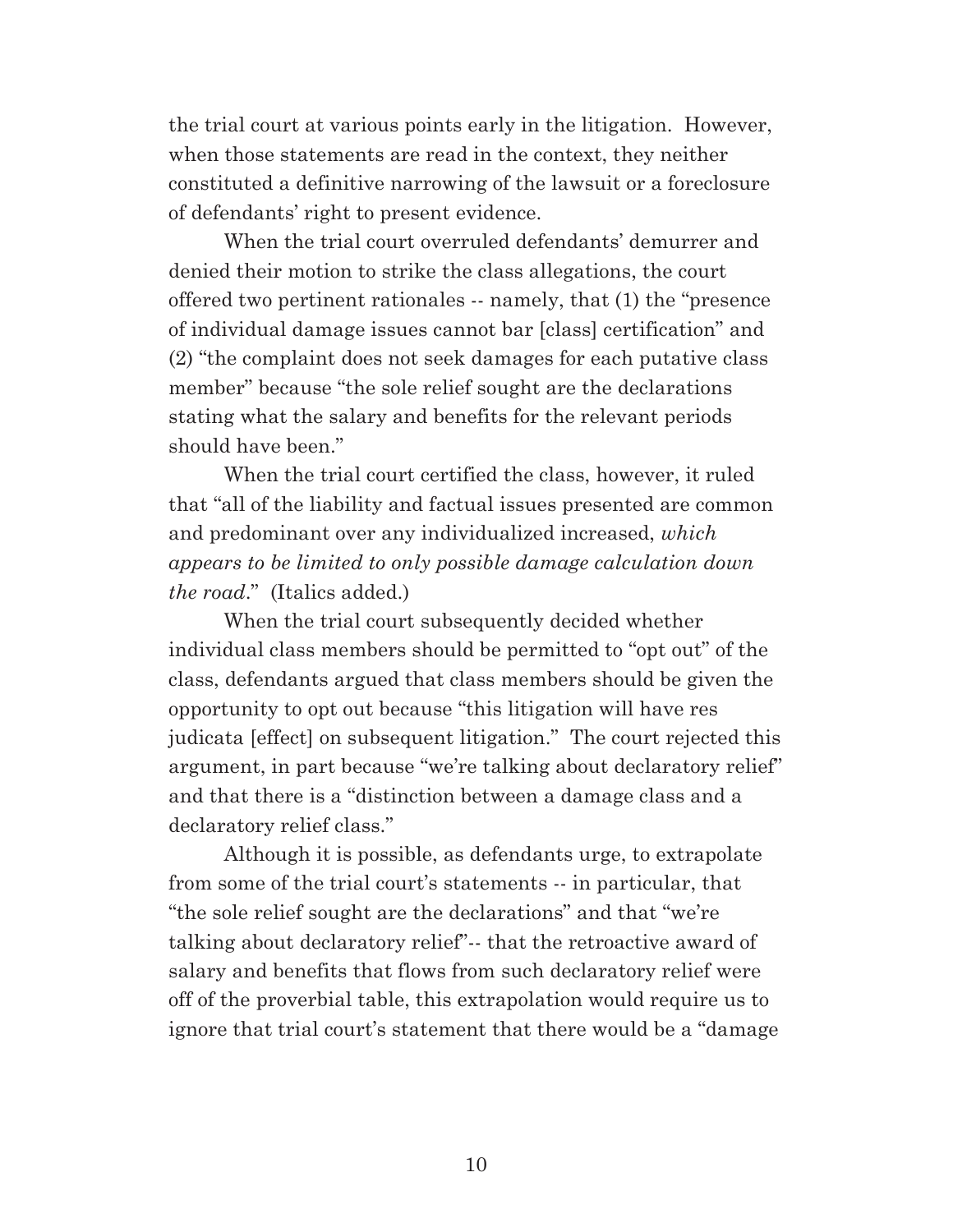the trial court at various points early in the litigation. However, when those statements are read in the context, they neither constituted a definitive narrowing of the lawsuit or a foreclosure of defendants' right to present evidence.

When the trial court overruled defendants' demurrer and denied their motion to strike the class allegations, the court offered two pertinent rationales -- namely, that (1) the "presence of individual damage issues cannot bar [class] certification" and (2) "the complaint does not seek damages for each putative class member" because "the sole relief sought are the declarations stating what the salary and benefits for the relevant periods should have been."

When the trial court certified the class, however, it ruled that "all of the liability and factual issues presented are common and predominant over any individualized increased, *which appears to be limited to only possible damage calculation down the road*." (Italics added.)

When the trial court subsequently decided whether individual class members should be permitted to "opt out" of the class, defendants argued that class members should be given the opportunity to opt out because "this litigation will have res judicata [effect] on subsequent litigation." The court rejected this argument, in part because "we're talking about declaratory relief" and that there is a "distinction between a damage class and a declaratory relief class."

Although it is possible, as defendants urge, to extrapolate from some of the trial court's statements -- in particular, that "the sole relief sought are the declarations" and that "we're talking about declaratory relief"-- that the retroactive award of salary and benefits that flows from such declaratory relief were off of the proverbial table, this extrapolation would require us to ignore that trial court's statement that there would be a "damage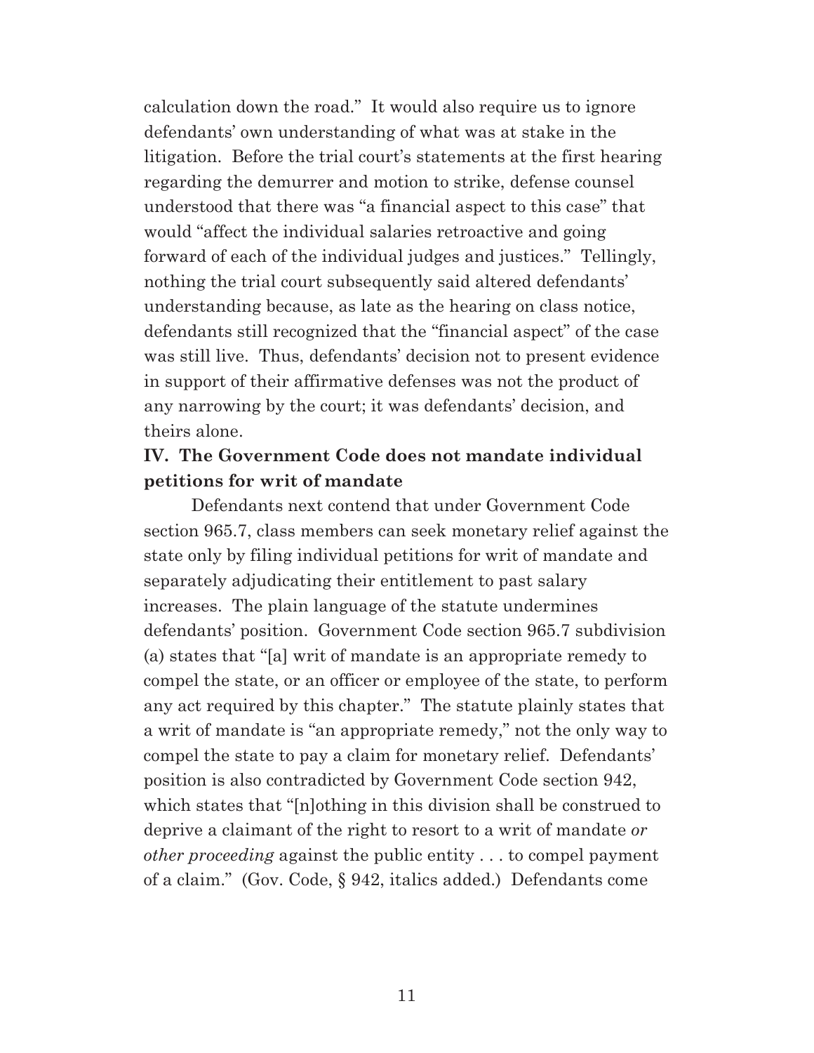calculation down the road." It would also require us to ignore defendants' own understanding of what was at stake in the litigation. Before the trial court's statements at the first hearing regarding the demurrer and motion to strike, defense counsel understood that there was "a financial aspect to this case" that would "affect the individual salaries retroactive and going forward of each of the individual judges and justices." Tellingly, nothing the trial court subsequently said altered defendants' understanding because, as late as the hearing on class notice, defendants still recognized that the "financial aspect" of the case was still live. Thus, defendants' decision not to present evidence in support of their affirmative defenses was not the product of any narrowing by the court; it was defendants' decision, and theirs alone.

## IV. The Government Code does not mandate individual petitions for writ of mandate

Defendants next contend that under Government Code section 965.7, class members can seek monetary relief against the state only by filing individual petitions for writ of mandate and separately adjudicating their entitlement to past salary increases. The plain language of the statute undermines defendants' position. Government Code section 965.7 subdivision (a) states that "[a] writ of mandate is an appropriate remedy to compel the state, or an officer or employee of the state, to perform any act required by this chapter." The statute plainly states that a writ of mandate is "an appropriate remedy," not the only way to compel the state to pay a claim for monetary relief. Defendants' position is also contradicted by Government Code section 942, which states that "[n]othing in this division shall be construed to deprive a claimant of the right to resort to a writ of mandate *or other proceeding* against the public entity . . . to compel payment of a claim." (Gov. Code, § 942, italics added.) Defendants come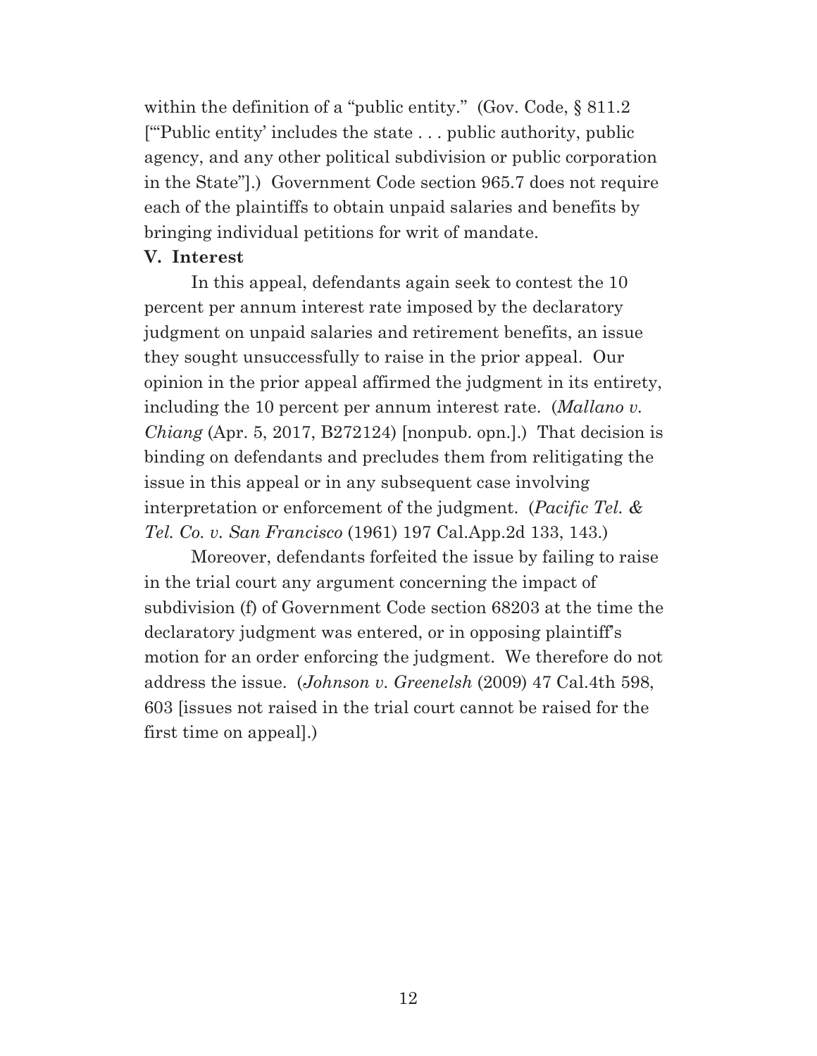within the definition of a "public entity." (Gov. Code, § 811.2 ["'Public entity' includes the state . . . public authority, public agency, and any other political subdivision or public corporation in the State"].) Government Code section 965.7 does not require each of the plaintiffs to obtain unpaid salaries and benefits by bringing individual petitions for writ of mandate.

**V. Interest**

In this appeal, defendants again seek to contest the 10 percent per annum interest rate imposed by the declaratory judgment on unpaid salaries and retirement benefits, an issue they sought unsuccessfully to raise in the prior appeal. Our opinion in the prior appeal affirmed the judgment in its entirety, including the 10 percent per annum interest rate. (*Mallano v. Chiang* (Apr. 5, 2017, B272124) [nonpub. opn.].) That decision is binding on defendants and precludes them from relitigating the issue in this appeal or in any subsequent case involving interpretation or enforcement of the judgment. (*Pacific Tel. & Tel. Co. v. San Francisco* (1961) 197 Cal.App.2d 133, 143.)

Moreover, defendants forfeited the issue by failing to raise in the trial court any argument concerning the impact of subdivision (f) of Government Code section 68203 at the time the declaratory judgment was entered, or in opposing plaintiff's motion for an order enforcing the judgment. We therefore do not address the issue. (*Johnson v. Greenelsh* (2009) 47 Cal.4th 598, 603 [issues not raised in the trial court cannot be raised for the first time on appeal].)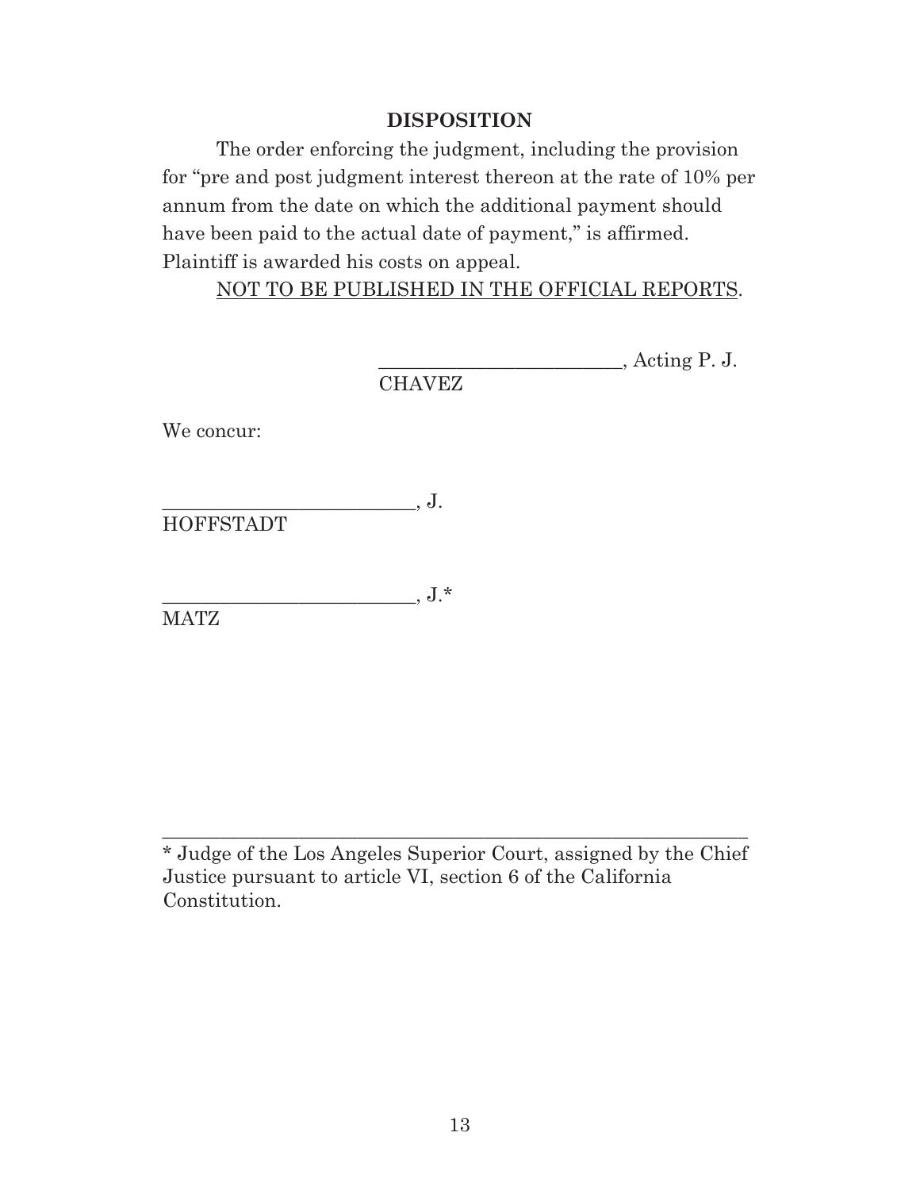## DISPOSITION

The order enforcing the judgment, including the provision for "pre and post judgment interest thereon at the rate of 10% per annum from the date on which the additional payment should have been paid to the actual date of payment," is affirmed. Plaintiff is awarded his costs on appeal.

NOT TO BE PUBLISHED IN THE OFFICIAL REPORTS.

\_\_\_\_\_\_\_\_\_\_\_\_\_\_\_\_\_\_\_\_\_\_\_\_\_, Acting P. J.
CHAVEZ

We concur:

\_\_\_\_\_\_\_\_\_\_\_\_\_\_\_\_\_\_\_\_\_\_\_\_\_, J.
HOFFSTADT

\_\_\_\_\_\_\_\_\_\_\_\_\_\_\_\_\_\_\_\_\_\_\_\_\_, J.*
MATZ

---

* Judge of the Los Angeles Superior Court, assigned by the Chief Justice pursuant to article VI, section 6 of the California Constitution.